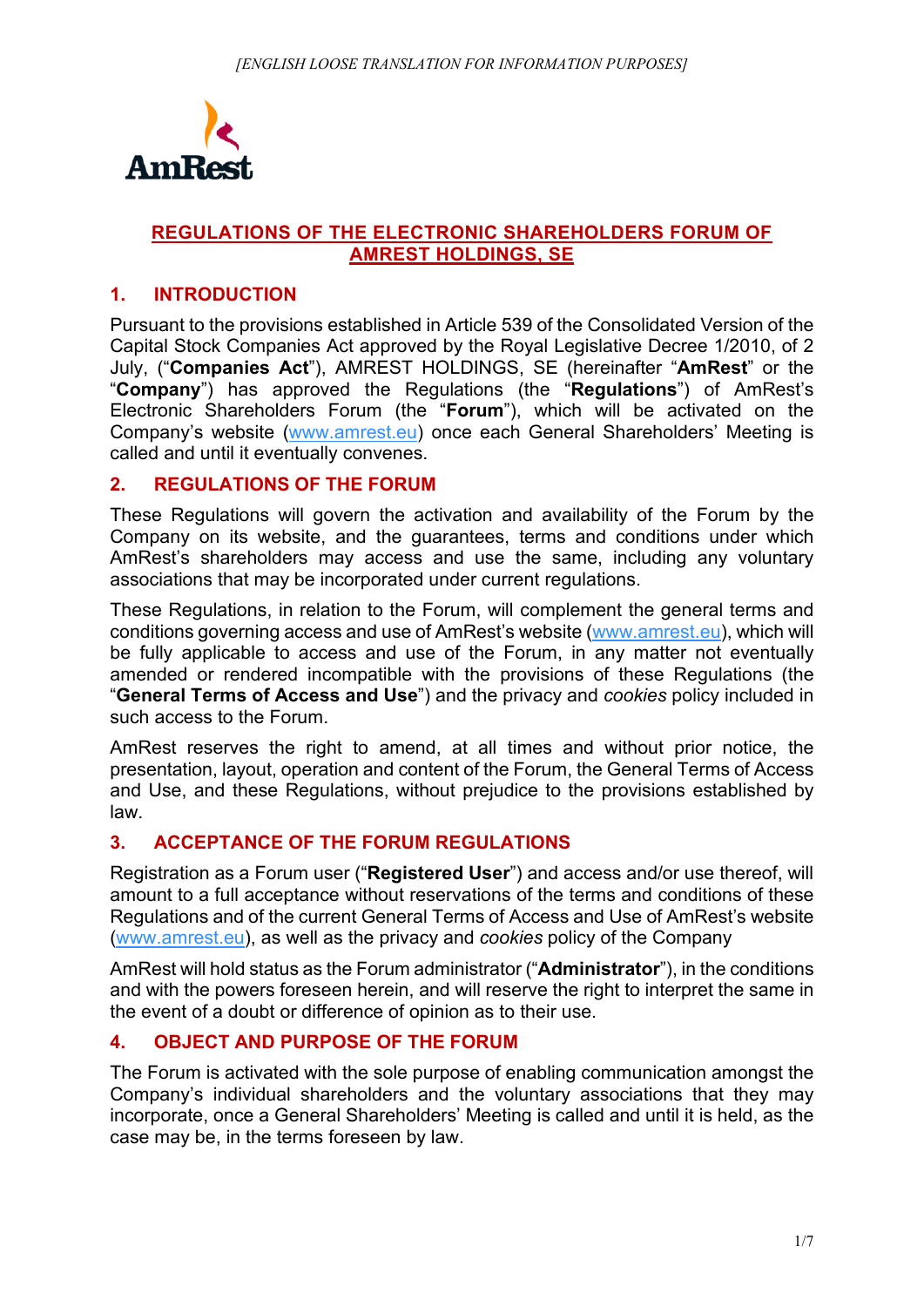*[ENGLISH LOOSE TRANSLATION FOR INFORMATION PURPOSES]*

AmRest

# REGULATIONS OF THE ELECTRONIC SHAREHOLDERS FORUM OF AMREST HOLDINGS, SE

## 1. INTRODUCTION

Pursuant to the provisions established in Article 539 of the Consolidated Version of the Capital Stock Companies Act approved by the Royal Legislative Decree 1/2010, of 2 July, ("**Companies Act**"), AMREST HOLDINGS, SE (hereinafter "**AmRest**" or the "**Company**") has approved the Regulations (the "**Regulations**") of AmRest's Electronic Shareholders Forum (the "**Forum**"), which will be activated on the Company's website (www.amrest.eu) once each General Shareholders' Meeting is called and until it eventually convenes.

## 2. REGULATIONS OF THE FORUM

These Regulations will govern the activation and availability of the Forum by the Company on its website, and the guarantees, terms and conditions under which AmRest's shareholders may access and use the same, including any voluntary associations that may be incorporated under current regulations.

These Regulations, in relation to the Forum, will complement the general terms and conditions governing access and use of AmRest's website (www.amrest.eu), which will be fully applicable to access and use of the Forum, in any matter not eventually amended or rendered incompatible with the provisions of these Regulations (the "**General Terms of Access and Use**") and the privacy and *cookies* policy included in such access to the Forum.

AmRest reserves the right to amend, at all times and without prior notice, the presentation, layout, operation and content of the Forum, the General Terms of Access and Use, and these Regulations, without prejudice to the provisions established by law.

## 3. ACCEPTANCE OF THE FORUM REGULATIONS

Registration as a Forum user ("**Registered User**") and access and/or use thereof, will amount to a full acceptance without reservations of the terms and conditions of these Regulations and of the current General Terms of Access and Use of AmRest's website (www.amrest.eu), as well as the privacy and *cookies* policy of the Company

AmRest will hold status as the Forum administrator ("**Administrator**"), in the conditions and with the powers foreseen herein, and will reserve the right to interpret the same in the event of a doubt or difference of opinion as to their use.

## 4. OBJECT AND PURPOSE OF THE FORUM

The Forum is activated with the sole purpose of enabling communication amongst the Company's individual shareholders and the voluntary associations that they may incorporate, once a General Shareholders' Meeting is called and until it is held, as the case may be, in the terms foreseen by law.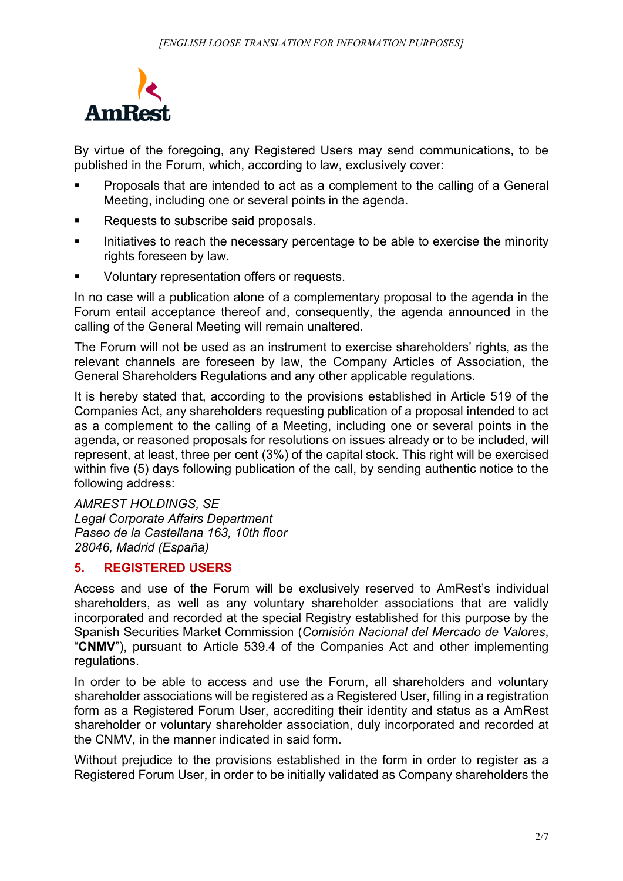By virtue of the foregoing, any Registered Users may send communications, to be published in the Forum, which, according to law, exclusively cover:

- Proposals that are intended to act as a complement to the calling of a General Meeting, including one or several points in the agenda.
- Requests to subscribe said proposals.
- Initiatives to reach the necessary percentage to be able to exercise the minority rights foreseen by law.
- Voluntary representation offers or requests.

In no case will a publication alone of a complementary proposal to the agenda in the Forum entail acceptance thereof and, consequently, the agenda announced in the calling of the General Meeting will remain unaltered.

The Forum will not be used as an instrument to exercise shareholders' rights, as the relevant channels are foreseen by law, the Company Articles of Association, the General Shareholders Regulations and any other applicable regulations.

It is hereby stated that, according to the provisions established in Article 519 of the Companies Act, any shareholders requesting publication of a proposal intended to act as a complement to the calling of a Meeting, including one or several points in the agenda, or reasoned proposals for resolutions on issues already or to be included, will represent, at least, three per cent (3%) of the capital stock. This right will be exercised within five (5) days following publication of the call, by sending authentic notice to the following address:

*AMREST HOLDINGS, SE*
*Legal Corporate Affairs Department*
*Paseo de la Castellana 163, 10th floor*
*28046, Madrid (España)*

## 5. REGISTERED USERS

Access and use of the Forum will be exclusively reserved to AmRest's individual shareholders, as well as any voluntary shareholder associations that are validly incorporated and recorded at the special Registry established for this purpose by the Spanish Securities Market Commission (*Comisión Nacional del Mercado de Valores*, "**CNMV**"), pursuant to Article 539.4 of the Companies Act and other implementing regulations.

In order to be able to access and use the Forum, all shareholders and voluntary shareholder associations will be registered as a Registered User, filling in a registration form as a Registered Forum User, accrediting their identity and status as a AmRest shareholder or voluntary shareholder association, duly incorporated and recorded at the CNMV, in the manner indicated in said form.

Without prejudice to the provisions established in the form in order to register as a Registered Forum User, in order to be initially validated as Company shareholders the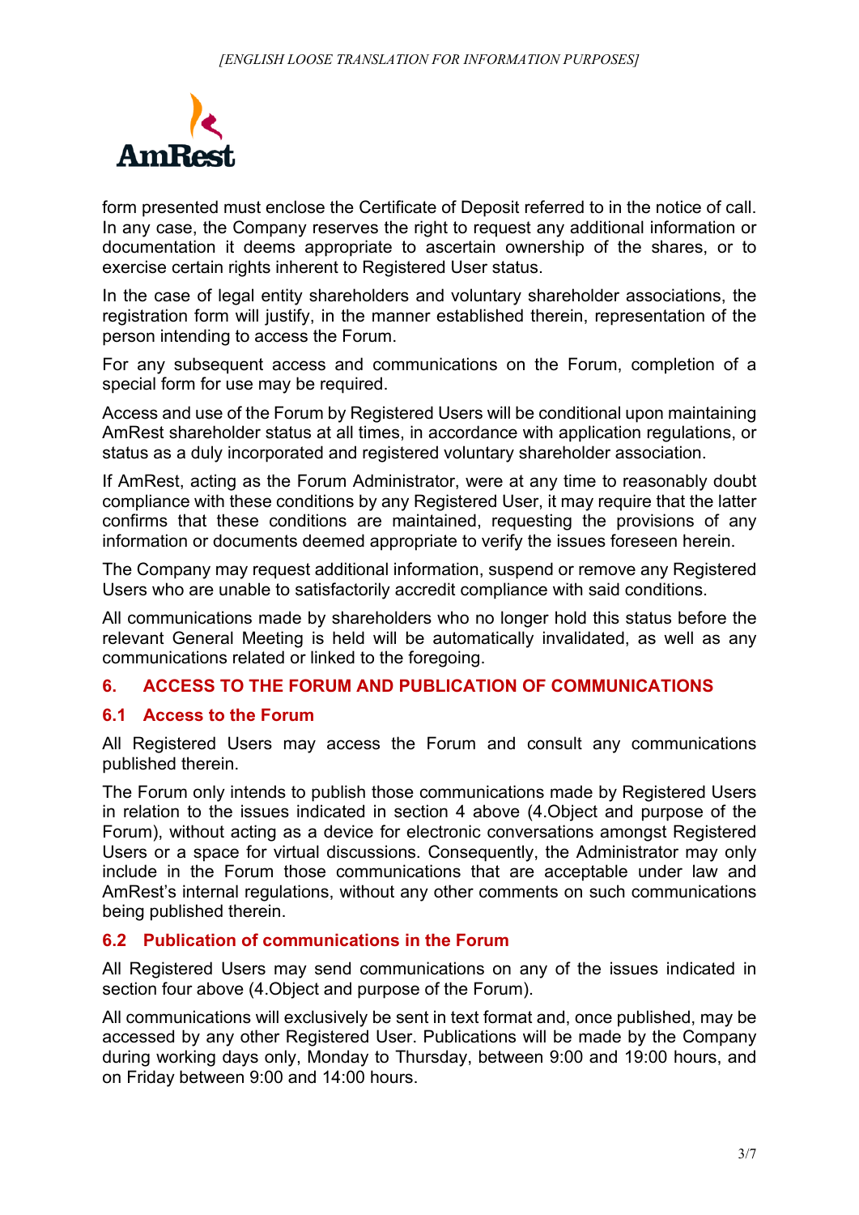form presented must enclose the Certificate of Deposit referred to in the notice of call. In any case, the Company reserves the right to request any additional information or documentation it deems appropriate to ascertain ownership of the shares, or to exercise certain rights inherent to Registered User status.

In the case of legal entity shareholders and voluntary shareholder associations, the registration form will justify, in the manner established therein, representation of the person intending to access the Forum.

For any subsequent access and communications on the Forum, completion of a special form for use may be required.

Access and use of the Forum by Registered Users will be conditional upon maintaining AmRest shareholder status at all times, in accordance with application regulations, or status as a duly incorporated and registered voluntary shareholder association.

If AmRest, acting as the Forum Administrator, were at any time to reasonably doubt compliance with these conditions by any Registered User, it may require that the latter confirms that these conditions are maintained, requesting the provisions of any information or documents deemed appropriate to verify the issues foreseen herein.

The Company may request additional information, suspend or remove any Registered Users who are unable to satisfactorily accredit compliance with said conditions.

All communications made by shareholders who no longer hold this status before the relevant General Meeting is held will be automatically invalidated, as well as any communications related or linked to the foregoing.

## 6. ACCESS TO THE FORUM AND PUBLICATION OF COMMUNICATIONS

### 6.1 Access to the Forum

All Registered Users may access the Forum and consult any communications published therein.

The Forum only intends to publish those communications made by Registered Users in relation to the issues indicated in section 4 above (4.Object and purpose of the Forum), without acting as a device for electronic conversations amongst Registered Users or a space for virtual discussions. Consequently, the Administrator may only include in the Forum those communications that are acceptable under law and AmRest's internal regulations, without any other comments on such communications being published therein.

### 6.2 Publication of communications in the Forum

All Registered Users may send communications on any of the issues indicated in section four above (4.Object and purpose of the Forum).

All communications will exclusively be sent in text format and, once published, may be accessed by any other Registered User. Publications will be made by the Company during working days only, Monday to Thursday, between 9:00 and 19:00 hours, and on Friday between 9:00 and 14:00 hours.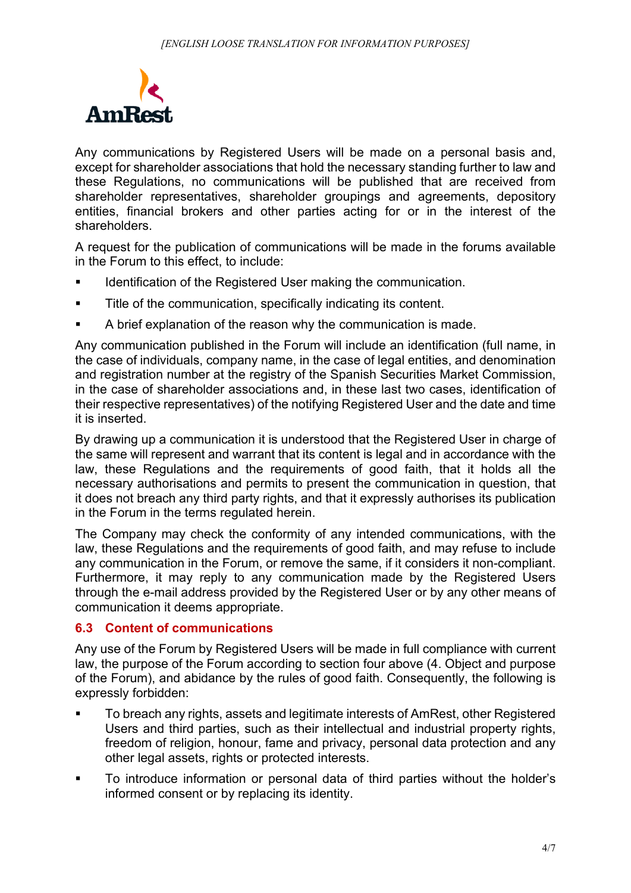Any communications by Registered Users will be made on a personal basis and, except for shareholder associations that hold the necessary standing further to law and these Regulations, no communications will be published that are received from shareholder representatives, shareholder groupings and agreements, depository entities, financial brokers and other parties acting for or in the interest of the shareholders.

A request for the publication of communications will be made in the forums available in the Forum to this effect, to include:

- Identification of the Registered User making the communication.
- Title of the communication, specifically indicating its content.
- A brief explanation of the reason why the communication is made.

Any communication published in the Forum will include an identification (full name, in the case of individuals, company name, in the case of legal entities, and denomination and registration number at the registry of the Spanish Securities Market Commission, in the case of shareholder associations and, in these last two cases, identification of their respective representatives) of the notifying Registered User and the date and time it is inserted.

By drawing up a communication it is understood that the Registered User in charge of the same will represent and warrant that its content is legal and in accordance with the law, these Regulations and the requirements of good faith, that it holds all the necessary authorisations and permits to present the communication in question, that it does not breach any third party rights, and that it expressly authorises its publication in the Forum in the terms regulated herein.

The Company may check the conformity of any intended communications, with the law, these Regulations and the requirements of good faith, and may refuse to include any communication in the Forum, or remove the same, if it considers it non-compliant. Furthermore, it may reply to any communication made by the Registered Users through the e-mail address provided by the Registered User or by any other means of communication it deems appropriate.

### 6.3 Content of communications

Any use of the Forum by Registered Users will be made in full compliance with current law, the purpose of the Forum according to section four above (4. Object and purpose of the Forum), and abidance by the rules of good faith. Consequently, the following is expressly forbidden:

- To breach any rights, assets and legitimate interests of AmRest, other Registered Users and third parties, such as their intellectual and industrial property rights, freedom of religion, honour, fame and privacy, personal data protection and any other legal assets, rights or protected interests.
- To introduce information or personal data of third parties without the holder's informed consent or by replacing its identity.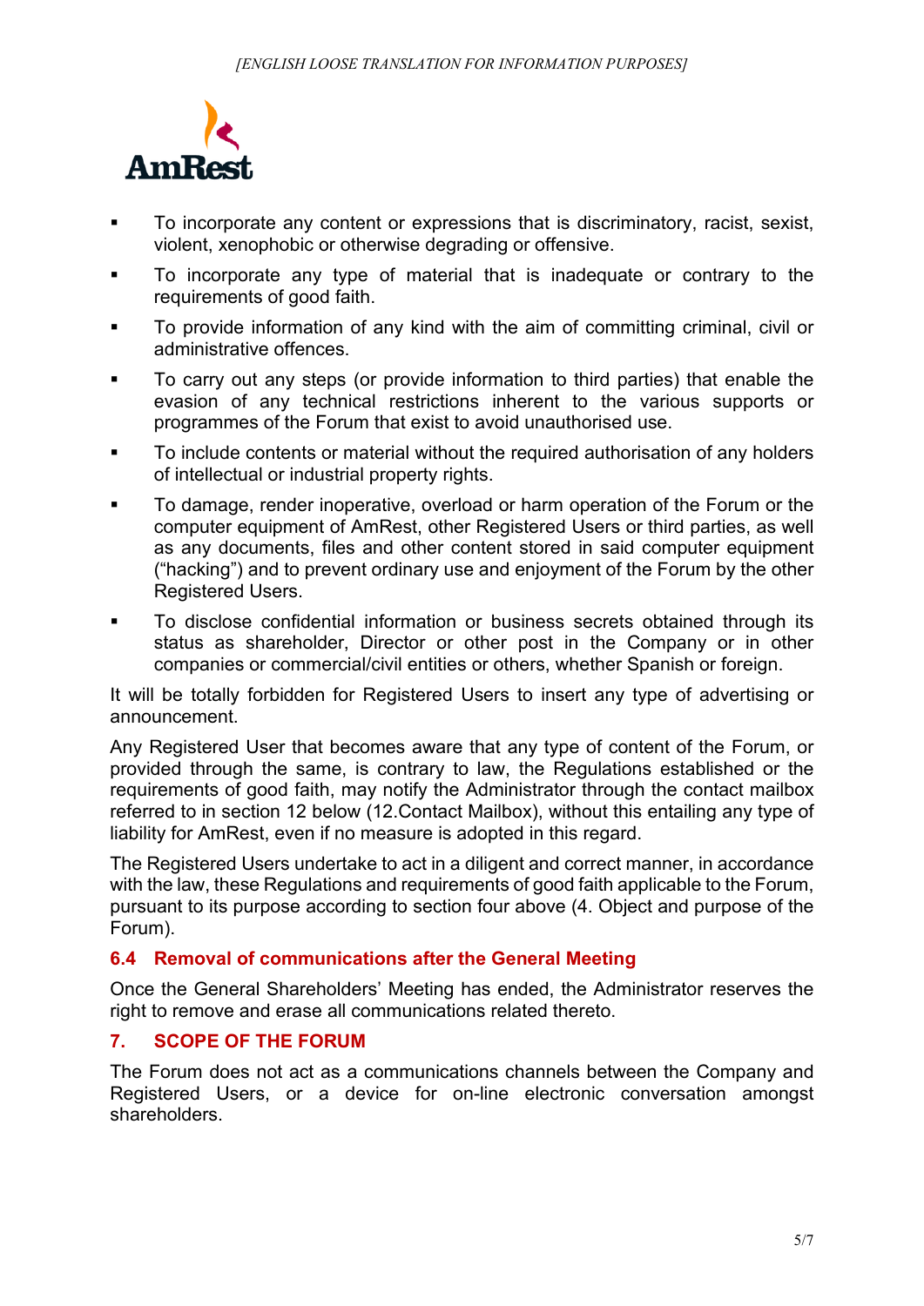- To incorporate any content or expressions that is discriminatory, racist, sexist, violent, xenophobic or otherwise degrading or offensive.
- To incorporate any type of material that is inadequate or contrary to the requirements of good faith.
- To provide information of any kind with the aim of committing criminal, civil or administrative offences.
- To carry out any steps (or provide information to third parties) that enable the evasion of any technical restrictions inherent to the various supports or programmes of the Forum that exist to avoid unauthorised use.
- To include contents or material without the required authorisation of any holders of intellectual or industrial property rights.
- To damage, render inoperative, overload or harm operation of the Forum or the computer equipment of AmRest, other Registered Users or third parties, as well as any documents, files and other content stored in said computer equipment ("hacking") and to prevent ordinary use and enjoyment of the Forum by the other Registered Users.
- To disclose confidential information or business secrets obtained through its status as shareholder, Director or other post in the Company or in other companies or commercial/civil entities or others, whether Spanish or foreign.

It will be totally forbidden for Registered Users to insert any type of advertising or announcement.

Any Registered User that becomes aware that any type of content of the Forum, or provided through the same, is contrary to law, the Regulations established or the requirements of good faith, may notify the Administrator through the contact mailbox referred to in section 12 below (12.Contact Mailbox), without this entailing any type of liability for AmRest, even if no measure is adopted in this regard.

The Registered Users undertake to act in a diligent and correct manner, in accordance with the law, these Regulations and requirements of good faith applicable to the Forum, pursuant to its purpose according to section four above (4. Object and purpose of the Forum).

### 6.4 Removal of communications after the General Meeting

Once the General Shareholders' Meeting has ended, the Administrator reserves the right to remove and erase all communications related thereto.

## 7. SCOPE OF THE FORUM

The Forum does not act as a communications channels between the Company and Registered Users, or a device for on-line electronic conversation amongst shareholders.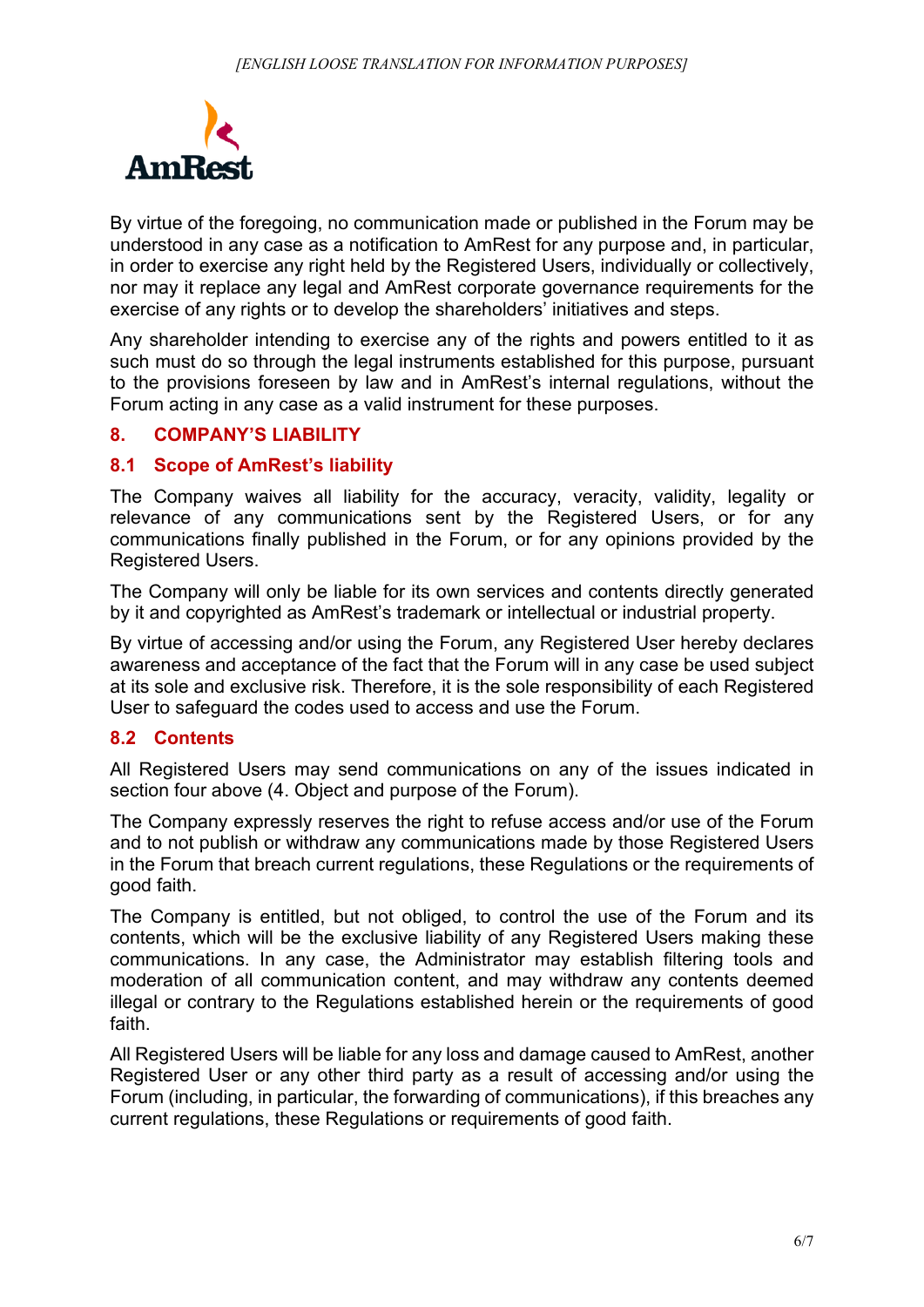By virtue of the foregoing, no communication made or published in the Forum may be understood in any case as a notification to AmRest for any purpose and, in particular, in order to exercise any right held by the Registered Users, individually or collectively, nor may it replace any legal and AmRest corporate governance requirements for the exercise of any rights or to develop the shareholders' initiatives and steps.

Any shareholder intending to exercise any of the rights and powers entitled to it as such must do so through the legal instruments established for this purpose, pursuant to the provisions foreseen by law and in AmRest's internal regulations, without the Forum acting in any case as a valid instrument for these purposes.

## 8. COMPANY'S LIABILITY

### 8.1 Scope of AmRest's liability

The Company waives all liability for the accuracy, veracity, validity, legality or relevance of any communications sent by the Registered Users, or for any communications finally published in the Forum, or for any opinions provided by the Registered Users.

The Company will only be liable for its own services and contents directly generated by it and copyrighted as AmRest's trademark or intellectual or industrial property.

By virtue of accessing and/or using the Forum, any Registered User hereby declares awareness and acceptance of the fact that the Forum will in any case be used subject at its sole and exclusive risk. Therefore, it is the sole responsibility of each Registered User to safeguard the codes used to access and use the Forum.

### 8.2 Contents

All Registered Users may send communications on any of the issues indicated in section four above (4. Object and purpose of the Forum).

The Company expressly reserves the right to refuse access and/or use of the Forum and to not publish or withdraw any communications made by those Registered Users in the Forum that breach current regulations, these Regulations or the requirements of good faith.

The Company is entitled, but not obliged, to control the use of the Forum and its contents, which will be the exclusive liability of any Registered Users making these communications. In any case, the Administrator may establish filtering tools and moderation of all communication content, and may withdraw any contents deemed illegal or contrary to the Regulations established herein or the requirements of good faith.

All Registered Users will be liable for any loss and damage caused to AmRest, another Registered User or any other third party as a result of accessing and/or using the Forum (including, in particular, the forwarding of communications), if this breaches any current regulations, these Regulations or requirements of good faith.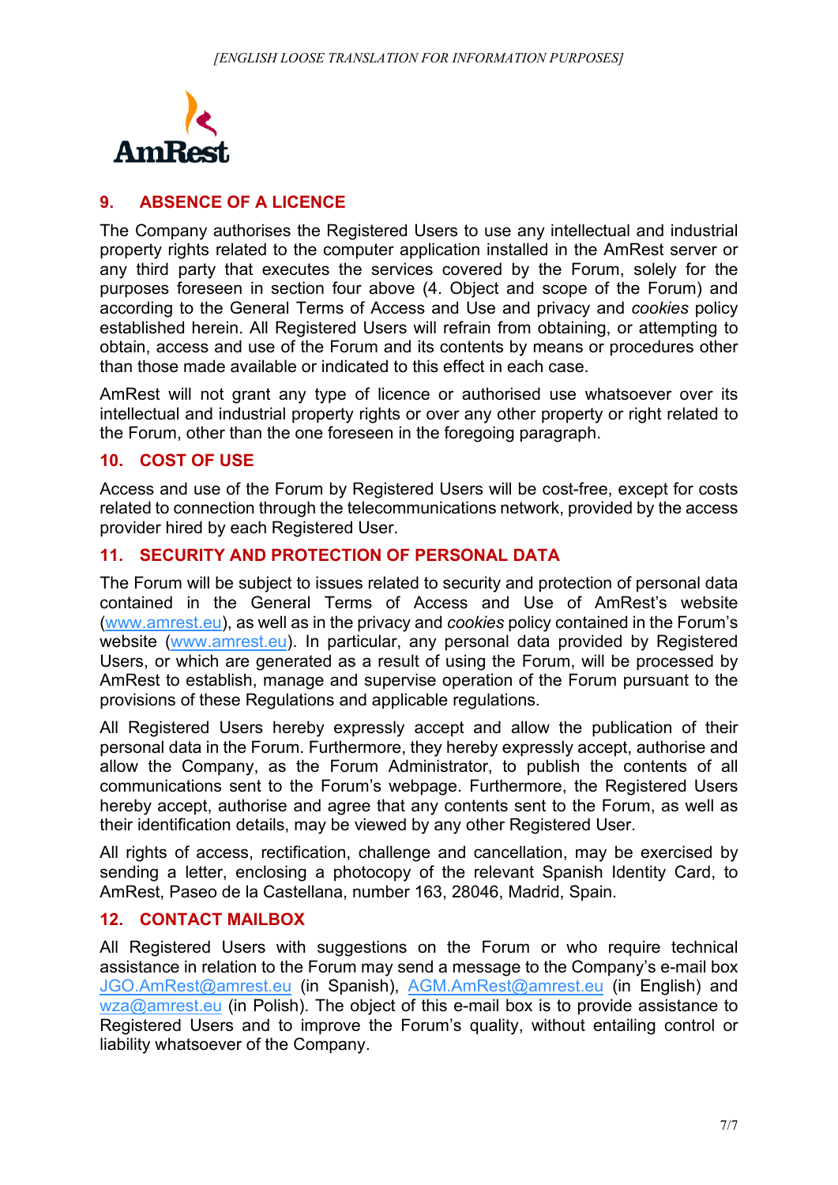[ENGLISH LOOSE TRANSLATION FOR INFORMATION PURPOSES]

## 9. ABSENCE OF A LICENCE

The Company authorises the Registered Users to use any intellectual and industrial property rights related to the computer application installed in the AmRest server or any third party that executes the services covered by the Forum, solely for the purposes foreseen in section four above (4. Object and scope of the Forum) and according to the General Terms of Access and Use and privacy and *cookies* policy established herein. All Registered Users will refrain from obtaining, or attempting to obtain, access and use of the Forum and its contents by means or procedures other than those made available or indicated to this effect in each case.

AmRest will not grant any type of licence or authorised use whatsoever over its intellectual and industrial property rights or over any other property or right related to the Forum, other than the one foreseen in the foregoing paragraph.

## 10. COST OF USE

Access and use of the Forum by Registered Users will be cost-free, except for costs related to connection through the telecommunications network, provided by the access provider hired by each Registered User.

## 11. SECURITY AND PROTECTION OF PERSONAL DATA

The Forum will be subject to issues related to security and protection of personal data contained in the General Terms of Access and Use of AmRest's website (www.amrest.eu), as well as in the privacy and *cookies* policy contained in the Forum's website (www.amrest.eu). In particular, any personal data provided by Registered Users, or which are generated as a result of using the Forum, will be processed by AmRest to establish, manage and supervise operation of the Forum pursuant to the provisions of these Regulations and applicable regulations.

All Registered Users hereby expressly accept and allow the publication of their personal data in the Forum. Furthermore, they hereby expressly accept, authorise and allow the Company, as the Forum Administrator, to publish the contents of all communications sent to the Forum's webpage. Furthermore, the Registered Users hereby accept, authorise and agree that any contents sent to the Forum, as well as their identification details, may be viewed by any other Registered User.

All rights of access, rectification, challenge and cancellation, may be exercised by sending a letter, enclosing a photocopy of the relevant Spanish Identity Card, to AmRest, Paseo de la Castellana, number 163, 28046, Madrid, Spain.

## 12. CONTACT MAILBOX

All Registered Users with suggestions on the Forum or who require technical assistance in relation to the Forum may send a message to the Company's e-mail box JGO.AmRest@amrest.eu (in Spanish), AGM.AmRest@amrest.eu (in English) and wza@amrest.eu (in Polish). The object of this e-mail box is to provide assistance to Registered Users and to improve the Forum's quality, without entailing control or liability whatsoever of the Company.